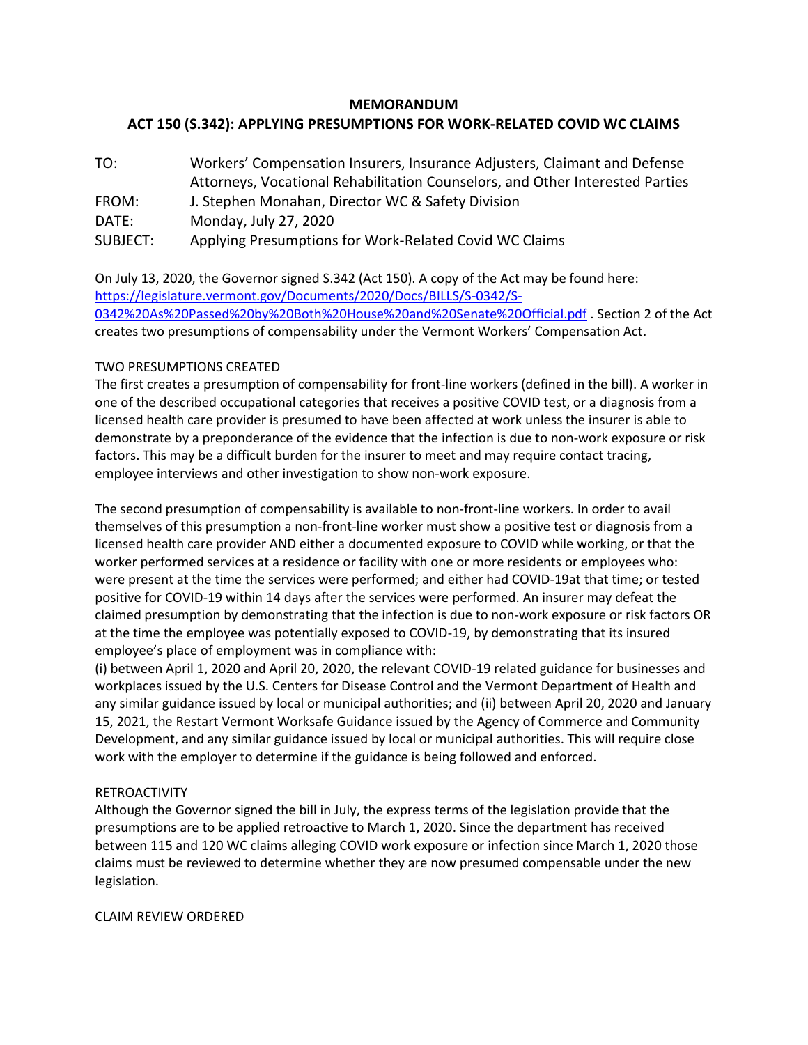# MEMORANDUM

## ACT 150 (S.342): APPLYING PRESUMPTIONS FOR WORK-RELATED COVID WC CLAIMS

| | |
|---|---|
| TO: | Workers' Compensation Insurers, Insurance Adjusters, Claimant and Defense Attorneys, Vocational Rehabilitation Counselors, and Other Interested Parties |
| FROM: | J. Stephen Monahan, Director WC & Safety Division |
| DATE: | Monday, July 27, 2020 |
| SUBJECT: | Applying Presumptions for Work-Related Covid WC Claims |

On July 13, 2020, the Governor signed S.342 (Act 150). A copy of the Act may be found here: [https://legislature.vermont.gov/Documents/2020/Docs/BILLS/S-0342/S-0342%20As%20Passed%20by%20Both%20House%20and%20Senate%20Official.pdf](https://legislature.vermont.gov/Documents/2020/Docs/BILLS/S-0342/S-0342%20As%20Passed%20by%20Both%20House%20and%20Senate%20Official.pdf) . Section 2 of the Act creates two presumptions of compensability under the Vermont Workers' Compensation Act.

TWO PRESUMPTIONS CREATED

The first creates a presumption of compensability for front-line workers (defined in the bill). A worker in one of the described occupational categories that receives a positive COVID test, or a diagnosis from a licensed health care provider is presumed to have been affected at work unless the insurer is able to demonstrate by a preponderance of the evidence that the infection is due to non-work exposure or risk factors. This may be a difficult burden for the insurer to meet and may require contact tracing, employee interviews and other investigation to show non-work exposure.

The second presumption of compensability is available to non-front-line workers. In order to avail themselves of this presumption a non-front-line worker must show a positive test or diagnosis from a licensed health care provider AND either a documented exposure to COVID while working, or that the worker performed services at a residence or facility with one or more residents or employees who: were present at the time the services were performed; and either had COVID-19at that time; or tested positive for COVID-19 within 14 days after the services were performed. An insurer may defeat the claimed presumption by demonstrating that the infection is due to non-work exposure or risk factors OR at the time the employee was potentially exposed to COVID-19, by demonstrating that its insured employee's place of employment was in compliance with:

(i) between April 1, 2020 and April 20, 2020, the relevant COVID-19 related guidance for businesses and workplaces issued by the U.S. Centers for Disease Control and the Vermont Department of Health and any similar guidance issued by local or municipal authorities; and (ii) between April 20, 2020 and January 15, 2021, the Restart Vermont Worksafe Guidance issued by the Agency of Commerce and Community Development, and any similar guidance issued by local or municipal authorities. This will require close work with the employer to determine if the guidance is being followed and enforced.

RETROACTIVITY

Although the Governor signed the bill in July, the express terms of the legislation provide that the presumptions are to be applied retroactive to March 1, 2020. Since the department has received between 115 and 120 WC claims alleging COVID work exposure or infection since March 1, 2020 those claims must be reviewed to determine whether they are now presumed compensable under the new legislation.

CLAIM REVIEW ORDERED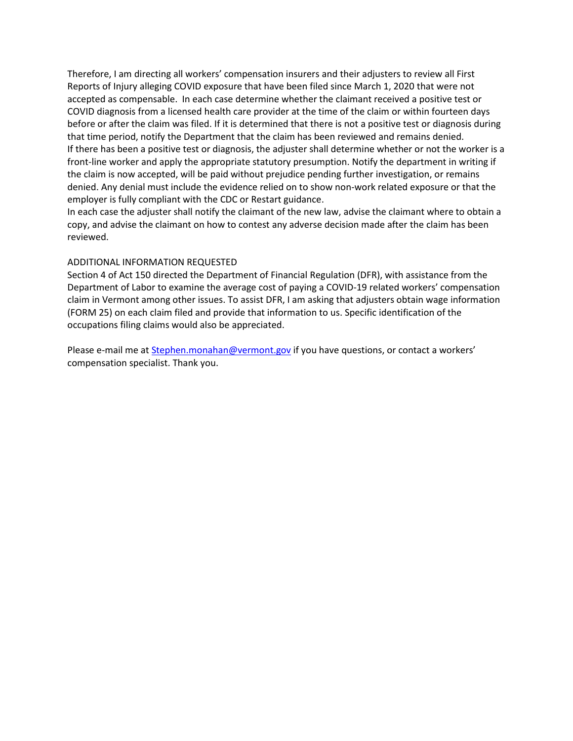Therefore, I am directing all workers' compensation insurers and their adjusters to review all First Reports of Injury alleging COVID exposure that have been filed since March 1, 2020 that were not accepted as compensable. In each case determine whether the claimant received a positive test or COVID diagnosis from a licensed health care provider at the time of the claim or within fourteen days before or after the claim was filed. If it is determined that there is not a positive test or diagnosis during that time period, notify the Department that the claim has been reviewed and remains denied.

If there has been a positive test or diagnosis, the adjuster shall determine whether or not the worker is a front-line worker and apply the appropriate statutory presumption. Notify the department in writing if the claim is now accepted, will be paid without prejudice pending further investigation, or remains denied. Any denial must include the evidence relied on to show non-work related exposure or that the employer is fully compliant with the CDC or Restart guidance.

In each case the adjuster shall notify the claimant of the new law, advise the claimant where to obtain a copy, and advise the claimant on how to contest any adverse decision made after the claim has been reviewed.

ADDITIONAL INFORMATION REQUESTED

Section 4 of Act 150 directed the Department of Financial Regulation (DFR), with assistance from the Department of Labor to examine the average cost of paying a COVID-19 related workers' compensation claim in Vermont among other issues. To assist DFR, I am asking that adjusters obtain wage information (FORM 25) on each claim filed and provide that information to us. Specific identification of the occupations filing claims would also be appreciated.

Please e-mail me at Stephen.monahan@vermont.gov if you have questions, or contact a workers' compensation specialist. Thank you.